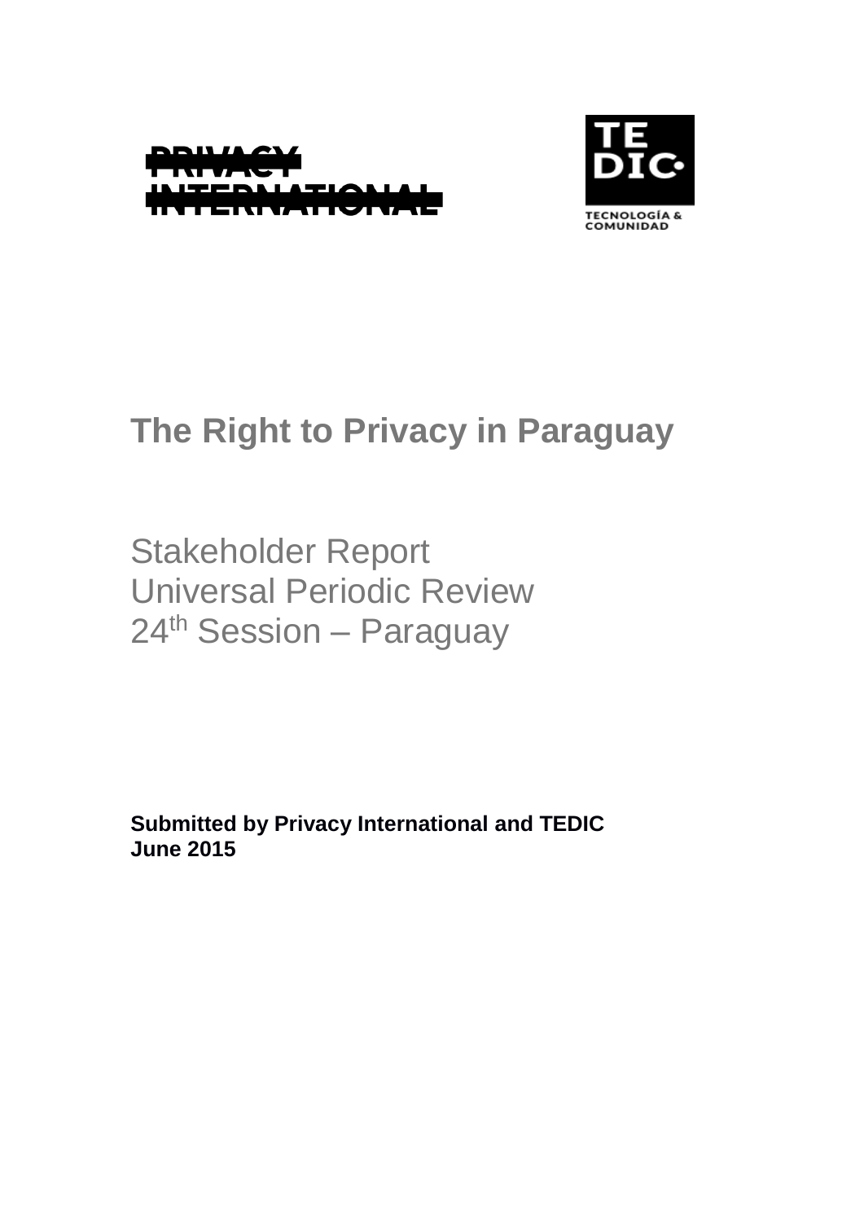PRIVACY INTERNATIONAL

TE DIC

TECNOLOGÍA & COMUNIDAD

# The Right to Privacy in Paraguay

Stakeholder Report
Universal Periodic Review
24th Session – Paraguay

**Submitted by Privacy International and TEDIC**
**June 2015**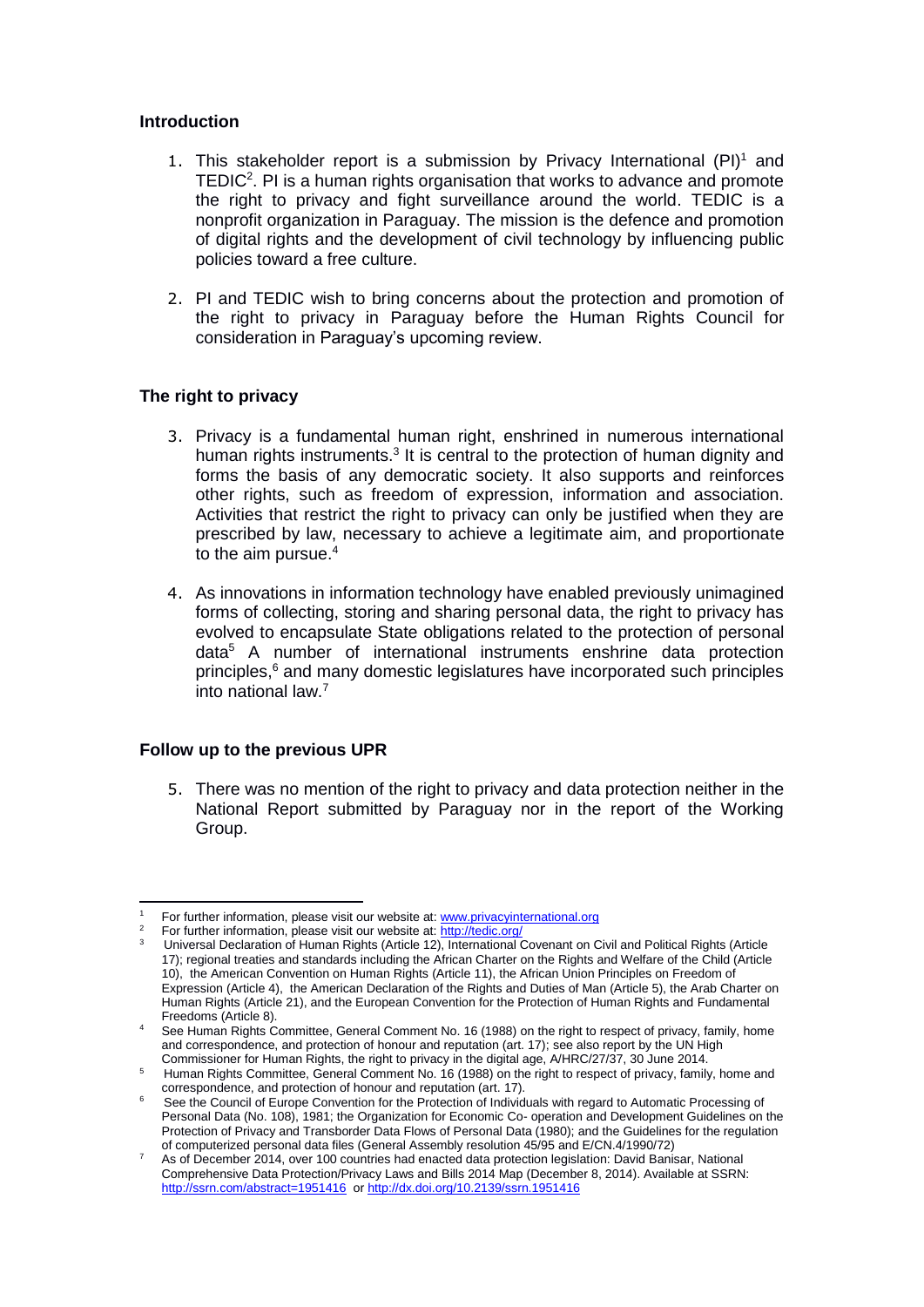## Introduction

1. This stakeholder report is a submission by Privacy International (PI)[1] and TEDIC[2]. PI is a human rights organisation that works to advance and promote the right to privacy and fight surveillance around the world. TEDIC is a nonprofit organization in Paraguay. The mission is the defence and promotion of digital rights and the development of civil technology by influencing public policies toward a free culture.

2. PI and TEDIC wish to bring concerns about the protection and promotion of the right to privacy in Paraguay before the Human Rights Council for consideration in Paraguay's upcoming review.

## The right to privacy

3. Privacy is a fundamental human right, enshrined in numerous international human rights instruments.[3] It is central to the protection of human dignity and forms the basis of any democratic society. It also supports and reinforces other rights, such as freedom of expression, information and association. Activities that restrict the right to privacy can only be justified when they are prescribed by law, necessary to achieve a legitimate aim, and proportionate to the aim pursue.[4]

4. As innovations in information technology have enabled previously unimagined forms of collecting, storing and sharing personal data, the right to privacy has evolved to encapsulate State obligations related to the protection of personal data[5] A number of international instruments enshrine data protection principles,[6] and many domestic legislatures have incorporated such principles into national law.[7]

## Follow up to the previous UPR

5. There was no mention of the right to privacy and data protection neither in the National Report submitted by Paraguay nor in the report of the Working Group.

---

[1] For further information, please visit our website at: www.privacyinternational.org

[2] For further information, please visit our website at: http://tedic.org/

[3] Universal Declaration of Human Rights (Article 12), International Covenant on Civil and Political Rights (Article 17); regional treaties and standards including the African Charter on the Rights and Welfare of the Child (Article 10), the American Convention on Human Rights (Article 11), the African Union Principles on Freedom of Expression (Article 4), the American Declaration of the Rights and Duties of Man (Article 5), the Arab Charter on Human Rights (Article 21), and the European Convention for the Protection of Human Rights and Fundamental Freedoms (Article 8).

[4] See Human Rights Committee, General Comment No. 16 (1988) on the right to respect of privacy, family, home and correspondence, and protection of honour and reputation (art. 17); see also report by the UN High Commissioner for Human Rights, the right to privacy in the digital age, A/HRC/27/37, 30 June 2014.

[5] Human Rights Committee, General Comment No. 16 (1988) on the right to respect of privacy, family, home and correspondence, and protection of honour and reputation (art. 17).

[6] See the Council of Europe Convention for the Protection of Individuals with regard to Automatic Processing of Personal Data (No. 108), 1981; the Organization for Economic Co- operation and Development Guidelines on the Protection of Privacy and Transborder Data Flows of Personal Data (1980); and the Guidelines for the regulation of computerized personal data files (General Assembly resolution 45/95 and E/CN.4/1990/72)

[7] As of December 2014, over 100 countries had enacted data protection legislation: David Banisar, National Comprehensive Data Protection/Privacy Laws and Bills 2014 Map (December 8, 2014). Available at SSRN: http://ssrn.com/abstract=1951416 or http://dx.doi.org/10.2139/ssrn.1951416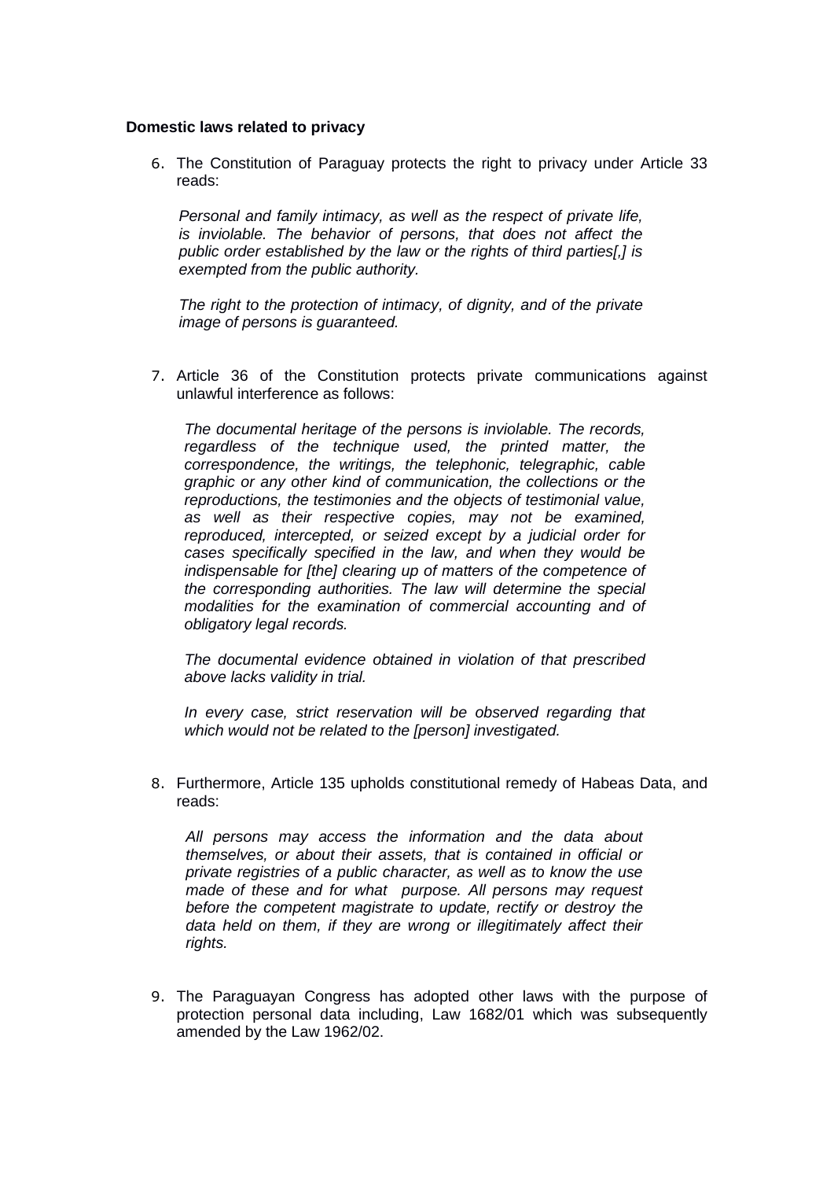**Domestic laws related to privacy**

6. The Constitution of Paraguay protects the right to privacy under Article 33 reads:

   *Personal and family intimacy, as well as the respect of private life, is inviolable. The behavior of persons, that does not affect the public order established by the law or the rights of third parties[,] is exempted from the public authority.*

   *The right to the protection of intimacy, of dignity, and of the private image of persons is guaranteed.*

7. Article 36 of the Constitution protects private communications against unlawful interference as follows:

   *The documental heritage of the persons is inviolable. The records, regardless of the technique used, the printed matter, the correspondence, the writings, the telephonic, telegraphic, cable graphic or any other kind of communication, the collections or the reproductions, the testimonies and the objects of testimonial value, as well as their respective copies, may not be examined, reproduced, intercepted, or seized except by a judicial order for cases specifically specified in the law, and when they would be indispensable for [the] clearing up of matters of the competence of the corresponding authorities. The law will determine the special modalities for the examination of commercial accounting and of obligatory legal records.*

   *The documental evidence obtained in violation of that prescribed above lacks validity in trial.*

   *In every case, strict reservation will be observed regarding that which would not be related to the [person] investigated.*

8. Furthermore, Article 135 upholds constitutional remedy of Habeas Data, and reads:

   *All persons may access the information and the data about themselves, or about their assets, that is contained in official or private registries of a public character, as well as to know the use made of these and for what purpose. All persons may request before the competent magistrate to update, rectify or destroy the data held on them, if they are wrong or illegitimately affect their rights.*

9. The Paraguayan Congress has adopted other laws with the purpose of protection personal data including, Law 1682/01 which was subsequently amended by the Law 1962/02.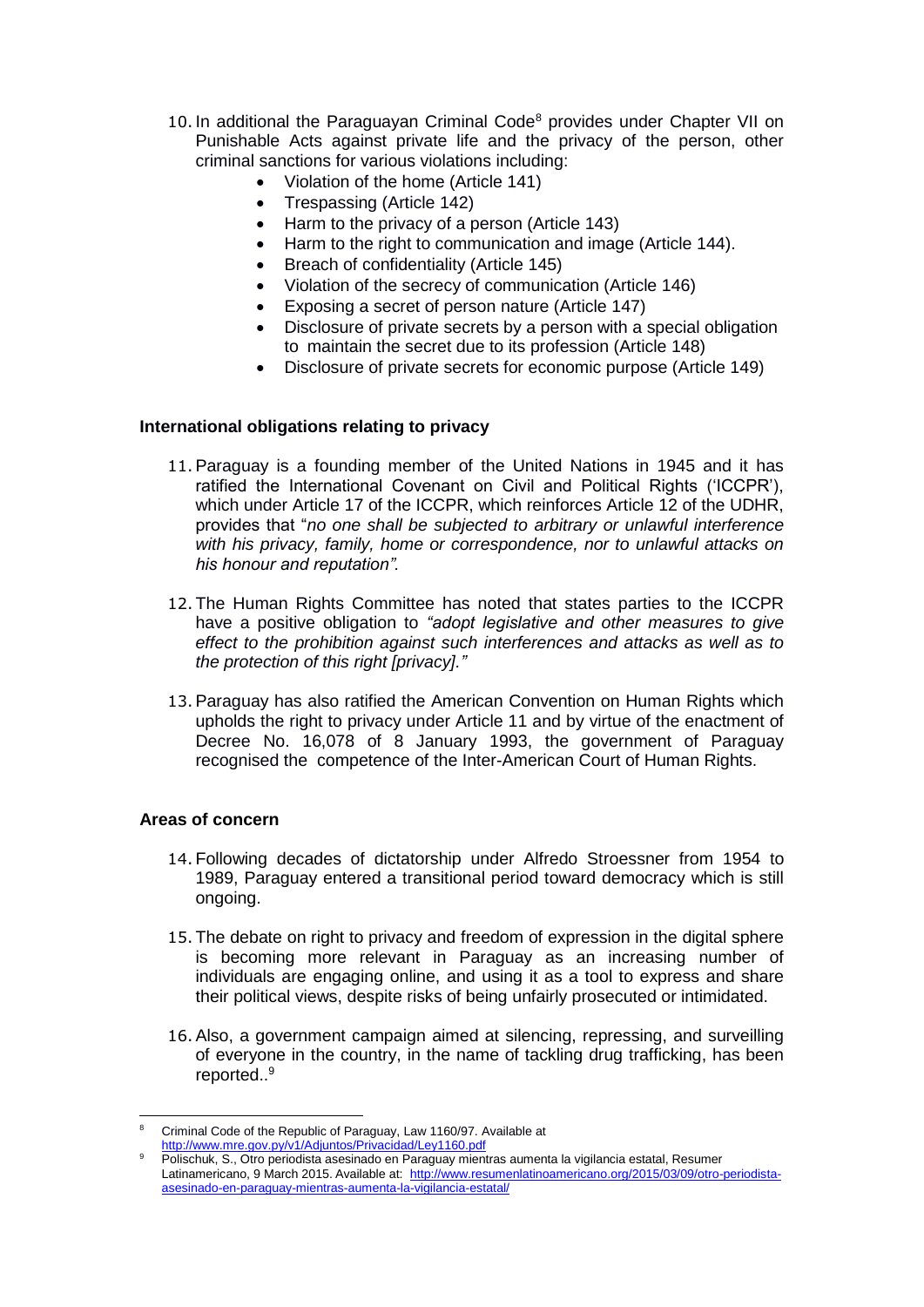10. In additional the Paraguayan Criminal Code[8] provides under Chapter VII on Punishable Acts against private life and the privacy of the person, other criminal sanctions for various violations including:
    - Violation of the home (Article 141)
    - Trespassing (Article 142)
    - Harm to the privacy of a person (Article 143)
    - Harm to the right to communication and image (Article 144).
    - Breach of confidentiality (Article 145)
    - Violation of the secrecy of communication (Article 146)
    - Exposing a secret of person nature (Article 147)
    - Disclosure of private secrets by a person with a special obligation to maintain the secret due to its profession (Article 148)
    - Disclosure of private secrets for economic purpose (Article 149)

### International obligations relating to privacy

11. Paraguay is a founding member of the United Nations in 1945 and it has ratified the International Covenant on Civil and Political Rights ('ICCPR'), which under Article 17 of the ICCPR, which reinforces Article 12 of the UDHR, provides that "*no one shall be subjected to arbitrary or unlawful interference with his privacy, family, home or correspondence, nor to unlawful attacks on his honour and reputation".*

12. The Human Rights Committee has noted that states parties to the ICCPR have a positive obligation to *"adopt legislative and other measures to give effect to the prohibition against such interferences and attacks as well as to the protection of this right [privacy]."*

13. Paraguay has also ratified the American Convention on Human Rights which upholds the right to privacy under Article 11 and by virtue of the enactment of Decree No. 16,078 of 8 January 1993, the government of Paraguay recognised the competence of the Inter-American Court of Human Rights.

### Areas of concern

14. Following decades of dictatorship under Alfredo Stroessner from 1954 to 1989, Paraguay entered a transitional period toward democracy which is still ongoing.

15. The debate on right to privacy and freedom of expression in the digital sphere is becoming more relevant in Paraguay as an increasing number of individuals are engaging online, and using it as a tool to express and share their political views, despite risks of being unfairly prosecuted or intimidated.

16. Also, a government campaign aimed at silencing, repressing, and surveilling of everyone in the country, in the name of tackling drug trafficking, has been reported..[9]

---

[8] Criminal Code of the Republic of Paraguay, Law 1160/97. Available at http://www.mre.gov.py/v1/Adjuntos/Privacidad/Ley1160.pdf

[9] Polischuk, S., Otro periodista asesinado en Paraguay mientras aumenta la vigilancia estatal, Resumer Latinamericano, 9 March 2015. Available at: http://www.resumenlatinoamericano.org/2015/03/09/otro-periodista-asesinado-en-paraguay-mientras-aumenta-la-vigilancia-estatal/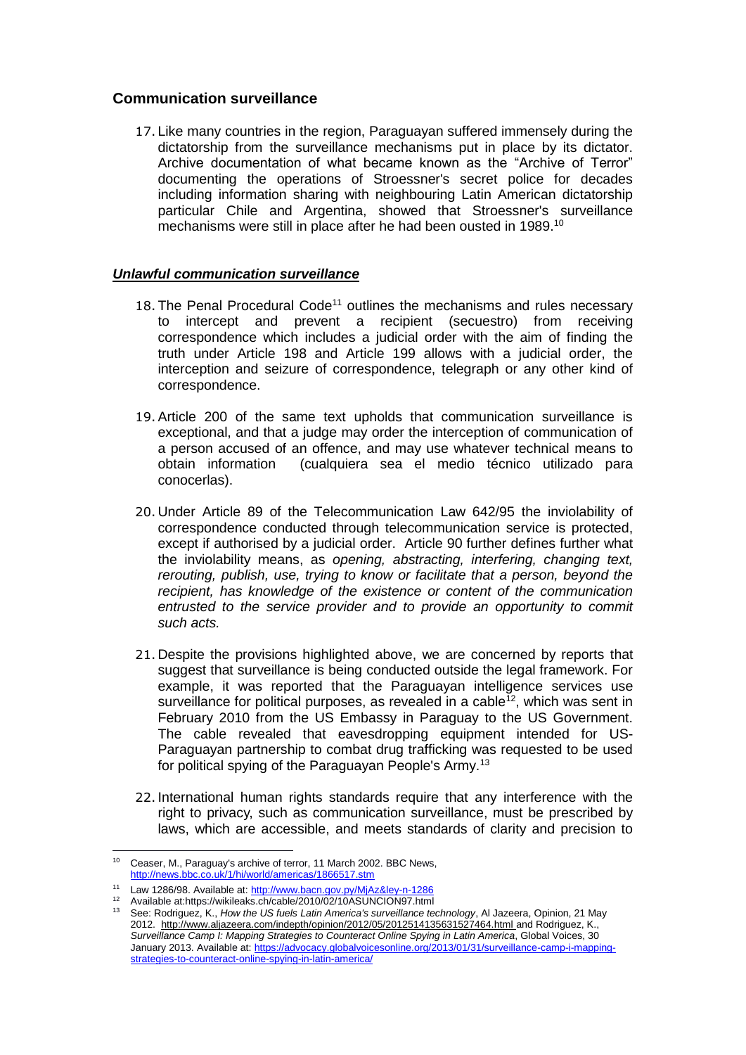## Communication surveillance

17. Like many countries in the region, Paraguayan suffered immensely during the dictatorship from the surveillance mechanisms put in place by its dictator. Archive documentation of what became known as the "Archive of Terror" documenting the operations of Stroessner's secret police for decades including information sharing with neighbouring Latin American dictatorship particular Chile and Argentina, showed that Stroessner's surveillance mechanisms were still in place after he had been ousted in 1989.[10]

### *Unlawful communication surveillance*

18. The Penal Procedural Code[11] outlines the mechanisms and rules necessary to intercept and prevent a recipient (secuestro) from receiving correspondence which includes a judicial order with the aim of finding the truth under Article 198 and Article 199 allows with a judicial order, the interception and seizure of correspondence, telegraph or any other kind of correspondence.

19. Article 200 of the same text upholds that communication surveillance is exceptional, and that a judge may order the interception of communication of a person accused of an offence, and may use whatever technical means to obtain information (cualquiera sea el medio técnico utilizado para conocerlas).

20. Under Article 89 of the Telecommunication Law 642/95 the inviolability of correspondence conducted through telecommunication service is protected, except if authorised by a judicial order. Article 90 further defines further what the inviolability means, as *opening, abstracting, interfering, changing text, rerouting, publish, use, trying to know or facilitate that a person, beyond the recipient, has knowledge of the existence or content of the communication entrusted to the service provider and to provide an opportunity to commit such acts.*

21. Despite the provisions highlighted above, we are concerned by reports that suggest that surveillance is being conducted outside the legal framework. For example, it was reported that the Paraguayan intelligence services use surveillance for political purposes, as revealed in a cable[12], which was sent in February 2010 from the US Embassy in Paraguay to the US Government. The cable revealed that eavesdropping equipment intended for US-Paraguayan partnership to combat drug trafficking was requested to be used for political spying of the Paraguayan People's Army.[13]

22. International human rights standards require that any interference with the right to privacy, such as communication surveillance, must be prescribed by laws, which are accessible, and meets standards of clarity and precision to

---

[10] Ceaser, M., Paraguay's archive of terror, 11 March 2002. BBC News, http://news.bbc.co.uk/1/hi/world/americas/1866517.stm

[11] Law 1286/98. Available at: http://www.bacn.gov.py/MjAz&ley-n-1286

[12] Available at:https://wikileaks.ch/cable/2010/02/10ASUNCION97.html

[13] See: Rodriguez, K., *How the US fuels Latin America's surveillance technology*, Al Jazeera, Opinion, 21 May 2012. http://www.aljazeera.com/indepth/opinion/2012/05/2012514135631527464.html and Rodriguez, K., *Surveillance Camp I: Mapping Strategies to Counteract Online Spying in Latin America*, Global Voices, 30 January 2013. Available at: https://advocacy.globalvoicesonline.org/2013/01/31/surveillance-camp-i-mapping-strategies-to-counteract-online-spying-in-latin-america/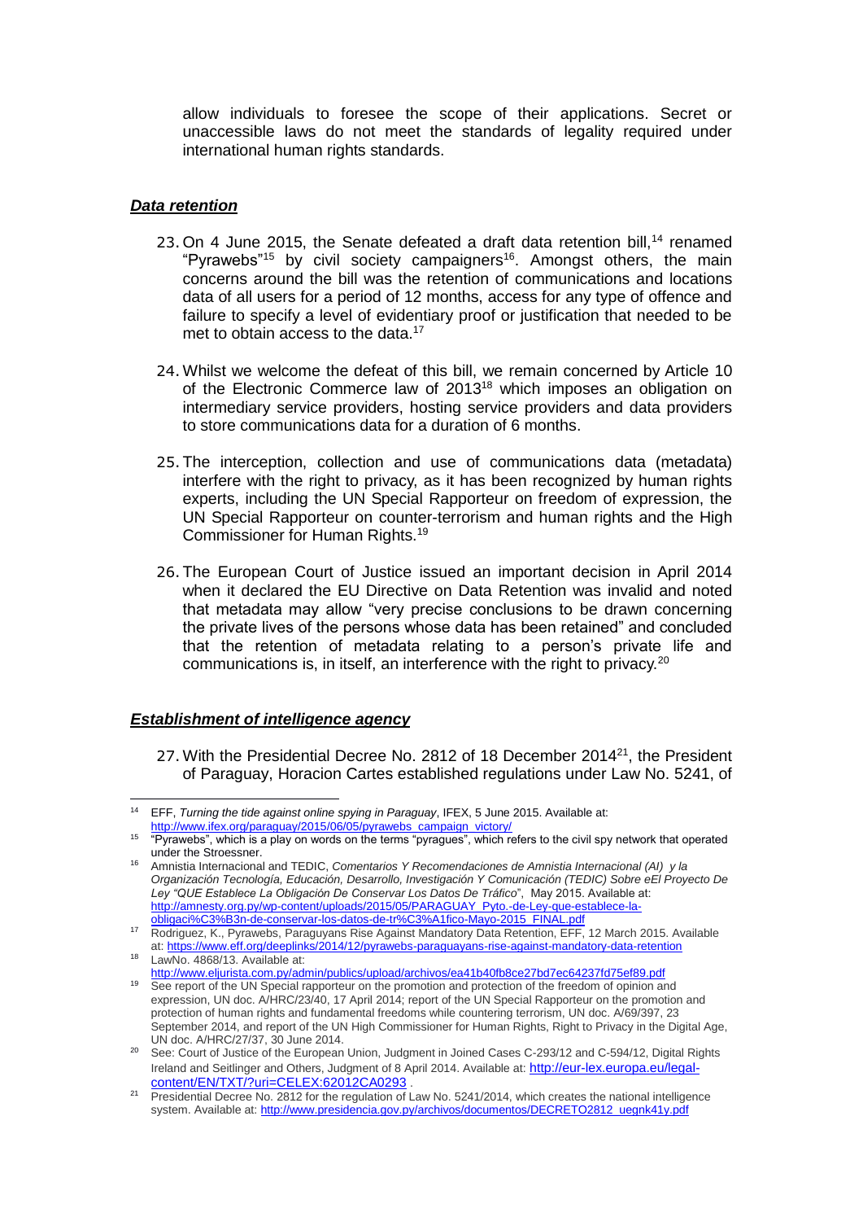allow individuals to foresee the scope of their applications. Secret or unaccessible laws do not meet the standards of legality required under international human rights standards.

### ***Data retention***

23. On 4 June 2015, the Senate defeated a draft data retention bill,[14] renamed "Pyrawebs"[15] by civil society campaigners[16]. Amongst others, the main concerns around the bill was the retention of communications and locations data of all users for a period of 12 months, access for any type of offence and failure to specify a level of evidentiary proof or justification that needed to be met to obtain access to the data.[17]

24. Whilst we welcome the defeat of this bill, we remain concerned by Article 10 of the Electronic Commerce law of 2013[18] which imposes an obligation on intermediary service providers, hosting service providers and data providers to store communications data for a duration of 6 months.

25. The interception, collection and use of communications data (metadata) interfere with the right to privacy, as it has been recognized by human rights experts, including the UN Special Rapporteur on freedom of expression, the UN Special Rapporteur on counter-terrorism and human rights and the High Commissioner for Human Rights.[19]

26. The European Court of Justice issued an important decision in April 2014 when it declared the EU Directive on Data Retention was invalid and noted that metadata may allow "very precise conclusions to be drawn concerning the private lives of the persons whose data has been retained" and concluded that the retention of metadata relating to a person's private life and communications is, in itself, an interference with the right to privacy.[20]

### ***Establishment of intelligence agency***

27. With the Presidential Decree No. 2812 of 18 December 2014[21], the President of Paraguay, Horacion Cartes established regulations under Law No. 5241, of

---

[14] EFF, *Turning the tide against online spying in Paraguay*, IFEX, 5 June 2015. Available at: http://www.ifex.org/paraguay/2015/06/05/pyrawebs_campaign_victory/

[15] "Pyrawebs", which is a play on words on the terms "pyragues", which refers to the civil spy network that operated under the Stroessner.

[16] Amnistia Internacional and TEDIC, *Comentarios Y Recomendaciones de Amnistia Internacional (AI) y la Organización Tecnología, Educación, Desarrollo, Investigación Y Comunicación (TEDIC) Sobre eEl Proyecto De Ley "QUE Establece La Obligación De Conservar Los Datos De Tráfico"*, May 2015. Available at: http://amnesty.org.py/wp-content/uploads/2015/05/PARAGUAY_Pyto.-de-Ley-que-establece-la-obligaci%C3%B3n-de-conservar-los-datos-de-tr%C3%A1fico-Mayo-2015_FINAL.pdf

[17] Rodriguez, K., Pyrawebs, Paraguayans Rise Against Mandatory Data Retention, EFF, 12 March 2015. Available at: https://www.eff.org/deeplinks/2014/12/pyrawebs-paraguayans-rise-against-mandatory-data-retention

[18] LawNo. 4868/13. Available at: http://www.eljurista.com.py/admin/publics/upload/archivos/ea41b40fb8ce27bd7ec64237fd75ef89.pdf

[19] See report of the UN Special rapporteur on the promotion and protection of the freedom of opinion and expression, UN doc. A/HRC/23/40, 17 April 2014; report of the UN Special Rapporteur on the promotion and protection of human rights and fundamental freedoms while countering terrorism, UN doc. A/69/397, 23 September 2014, and report of the UN High Commissioner for Human Rights, Right to Privacy in the Digital Age, UN doc. A/HRC/27/37, 30 June 2014.

[20] See: Court of Justice of the European Union, Judgment in Joined Cases C-293/12 and C-594/12, Digital Rights Ireland and Seitlinger and Others, Judgment of 8 April 2014. Available at: http://eur-lex.europa.eu/legal-content/EN/TXT/?uri=CELEX:62012CA0293 .

[21] Presidential Decree No. 2812 for the regulation of Law No. 5241/2014, which creates the national intelligence system. Available at: http://www.presidencia.gov.py/archivos/documentos/DECRETO2812_uegnk41y.pdf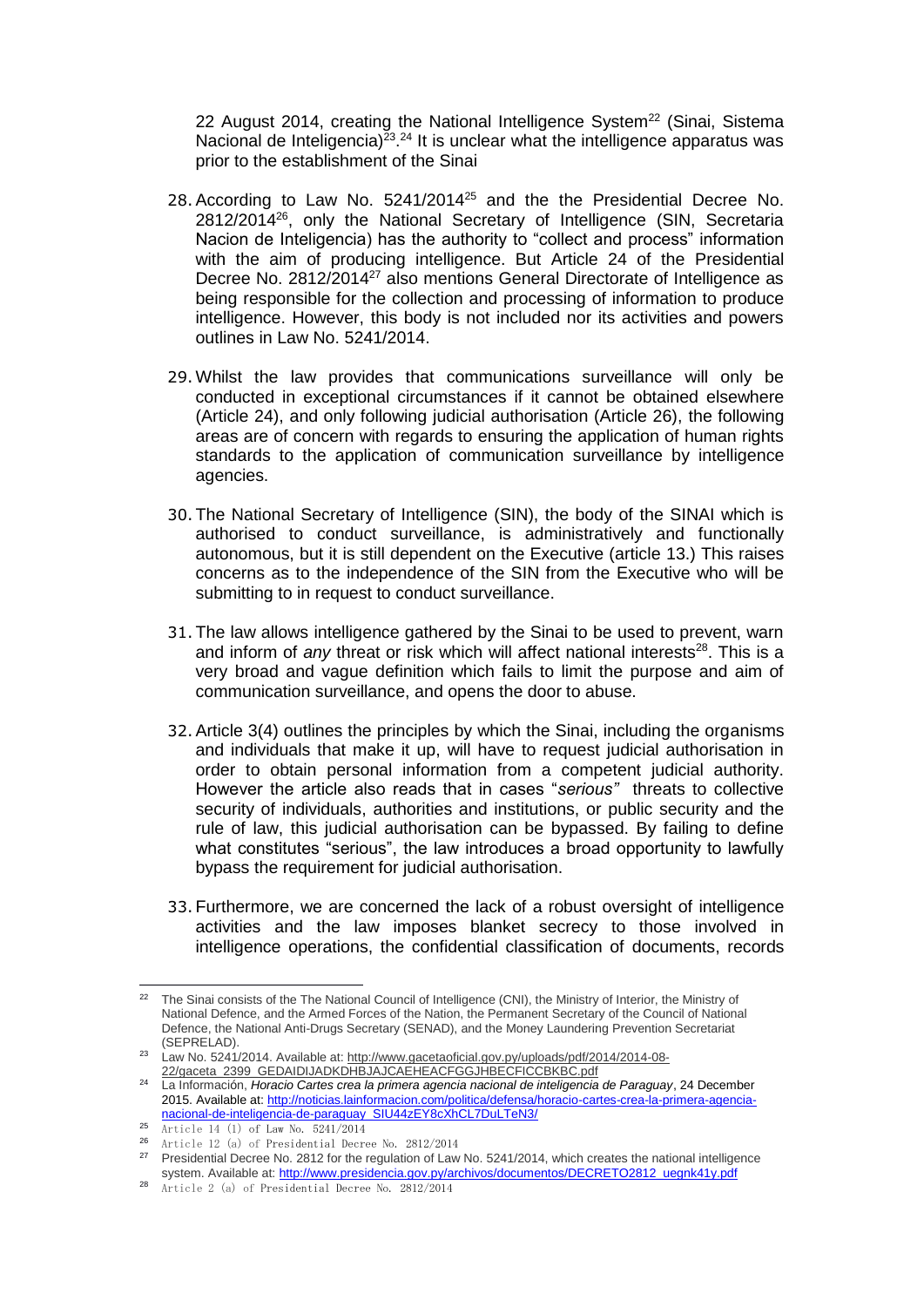22 August 2014, creating the National Intelligence System[22] (Sinai, Sistema Nacional de Inteligencia)[23].[24] It is unclear what the intelligence apparatus was prior to the establishment of the Sinai

28. According to Law No. 5241/2014[25] and the the Presidential Decree No. 2812/2014[26], only the National Secretary of Intelligence (SIN, Secretaria Nacion de Inteligencia) has the authority to "collect and process" information with the aim of producing intelligence. But Article 24 of the Presidential Decree No. 2812/2014[27] also mentions General Directorate of Intelligence as being responsible for the collection and processing of information to produce intelligence. However, this body is not included nor its activities and powers outlines in Law No. 5241/2014.

29. Whilst the law provides that communications surveillance will only be conducted in exceptional circumstances if it cannot be obtained elsewhere (Article 24), and only following judicial authorisation (Article 26), the following areas are of concern with regards to ensuring the application of human rights standards to the application of communication surveillance by intelligence agencies.

30. The National Secretary of Intelligence (SIN), the body of the SINAI which is authorised to conduct surveillance, is administratively and functionally autonomous, but it is still dependent on the Executive (article 13.) This raises concerns as to the independence of the SIN from the Executive who will be submitting to in request to conduct surveillance.

31. The law allows intelligence gathered by the Sinai to be used to prevent, warn and inform of *any* threat or risk which will affect national interests[28]. This is a very broad and vague definition which fails to limit the purpose and aim of communication surveillance, and opens the door to abuse.

32. Article 3(4) outlines the principles by which the Sinai, including the organisms and individuals that make it up, will have to request judicial authorisation in order to obtain personal information from a competent judicial authority. However the article also reads that in cases "*serious"* threats to collective security of individuals, authorities and institutions, or public security and the rule of law, this judicial authorisation can be bypassed. By failing to define what constitutes "serious", the law introduces a broad opportunity to lawfully bypass the requirement for judicial authorisation.

33. Furthermore, we are concerned the lack of a robust oversight of intelligence activities and the law imposes blanket secrecy to those involved in intelligence operations, the confidential classification of documents, records

---

[22] The Sinai consists of the The National Council of Intelligence (CNI), the Ministry of Interior, the Ministry of National Defence, and the Armed Forces of the Nation, the Permanent Secretary of the Council of National Defence, the National Anti-Drugs Secretary (SENAD), and the Money Laundering Prevention Secretariat (SEPRELAD).

[23] Law No. 5241/2014. Available at: http://www.gacetaoficial.gov.py/uploads/pdf/2014/2014-08-22/gaceta_2399_GEDAIDIJADKDHBJAJCAEHEACFGGJHBECFICCBKBC.pdf

[24] La Información, *Horacio Cartes crea la primera agencia nacional de inteligencia de Paraguay*, 24 December 2015. Available at: http://noticias.lainformacion.com/politica/defensa/horacio-cartes-crea-la-primera-agencia-nacional-de-inteligencia-de-paraguay_SIU44zEY8cXhCL7DuLTeN3/

[25] Article 14 (1) of Law No. 5241/2014

[26] Article 12 (a) of Presidential Decree No. 2812/2014

[27] Presidential Decree No. 2812 for the regulation of Law No. 5241/2014, which creates the national intelligence system. Available at: http://www.presidencia.gov.py/archivos/documentos/DECRETO2812_uegnk41y.pdf

[28] Article 2 (a) of Presidential Decree No. 2812/2014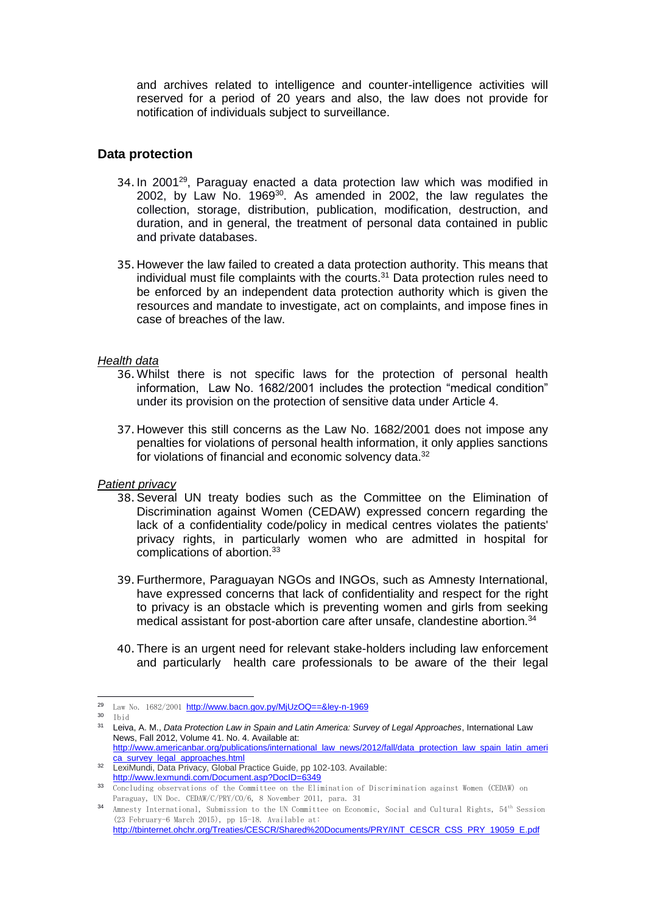and archives related to intelligence and counter-intelligence activities will reserved for a period of 20 years and also, the law does not provide for notification of individuals subject to surveillance.

## Data protection

34. In 2001[29], Paraguay enacted a data protection law which was modified in 2002, by Law No. 1969[30]. As amended in 2002, the law regulates the collection, storage, distribution, publication, modification, destruction, and duration, and in general, the treatment of personal data contained in public and private databases.

35. However the law failed to created a data protection authority. This means that individual must file complaints with the courts.[31] Data protection rules need to be enforced by an independent data protection authority which is given the resources and mandate to investigate, act on complaints, and impose fines in case of breaches of the law.

*Health data*

36. Whilst there is not specific laws for the protection of personal health information, Law No. 1682/2001 includes the protection "medical condition" under its provision on the protection of sensitive data under Article 4.

37. However this still concerns as the Law No. 1682/2001 does not impose any penalties for violations of personal health information, it only applies sanctions for violations of financial and economic solvency data.[32]

*Patient privacy*

38. Several UN treaty bodies such as the Committee on the Elimination of Discrimination against Women (CEDAW) expressed concern regarding the lack of a confidentiality code/policy in medical centres violates the patients' privacy rights, in particularly women who are admitted in hospital for complications of abortion.[33]

39. Furthermore, Paraguayan NGOs and INGOs, such as Amnesty International, have expressed concerns that lack of confidentiality and respect for the right to privacy is an obstacle which is preventing women and girls from seeking medical assistant for post-abortion care after unsafe, clandestine abortion.[34]

40. There is an urgent need for relevant stake-holders including law enforcement and particularly health care professionals to be aware of the their legal

---

[29] Law No. 1682/2001 http://www.bacn.gov.py/MjUzOQ==&ley-n-1969

[30] Ibid

[31] Leiva, A. M., *Data Protection Law in Spain and Latin America: Survey of Legal Approaches*, International Law News, Fall 2012, Volume 41. No. 4. Available at: http://www.americanbar.org/publications/international_law_news/2012/fall/data_protection_law_spain_latin_america_survey_legal_approaches.html

[32] LexiMundi, Data Privacy, Global Practice Guide, pp 102-103. Available: http://www.lexmundi.com/Document.asp?DocID=6349

[33] Concluding observations of the Committee on the Elimination of Discrimination against Women (CEDAW) on Paraguay, UN Doc. CEDAW/C/PRY/CO/6, 8 November 2011, para. 31

[34] Amnesty International, Submission to the UN Committee on Economic, Social and Cultural Rights, 54th Session (23 February-6 March 2015), pp 15-18. Available at: http://tbinternet.ohchr.org/Treaties/CESCR/Shared%20Documents/PRY/INT_CESCR_CSS_PRY_19059_E.pdf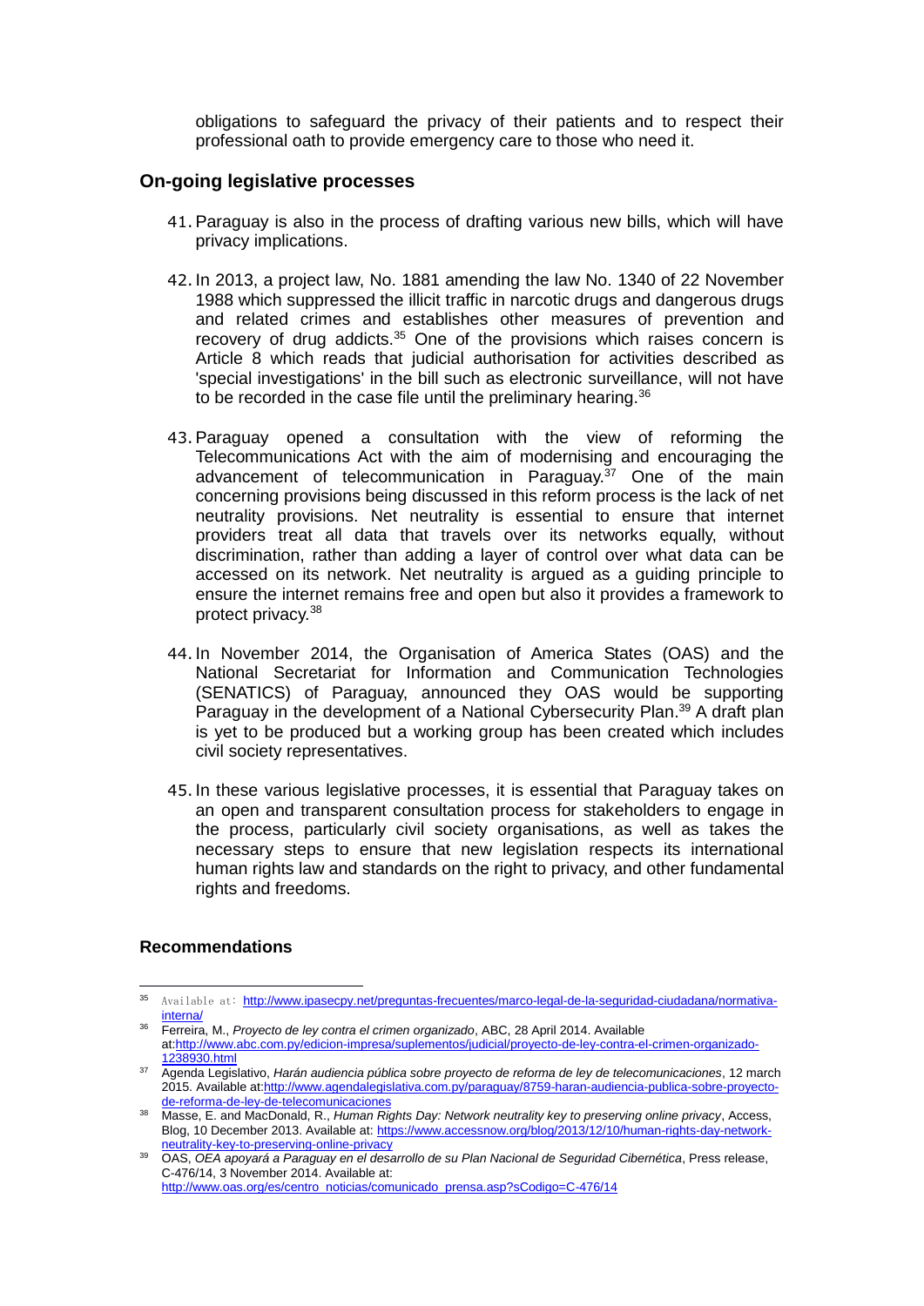obligations to safeguard the privacy of their patients and to respect their professional oath to provide emergency care to those who need it.

## On-going legislative processes

41. Paraguay is also in the process of drafting various new bills, which will have privacy implications.

42. In 2013, a project law, No. 1881 amending the law No. 1340 of 22 November 1988 which suppressed the illicit traffic in narcotic drugs and dangerous drugs and related crimes and establishes other measures of prevention and recovery of drug addicts.[35] One of the provisions which raises concern is Article 8 which reads that judicial authorisation for activities described as 'special investigations' in the bill such as electronic surveillance, will not have to be recorded in the case file until the preliminary hearing.[36]

43. Paraguay opened a consultation with the view of reforming the Telecommunications Act with the aim of modernising and encouraging the advancement of telecommunication in Paraguay.[37] One of the main concerning provisions being discussed in this reform process is the lack of net neutrality provisions. Net neutrality is essential to ensure that internet providers treat all data that travels over its networks equally, without discrimination, rather than adding a layer of control over what data can be accessed on its network. Net neutrality is argued as a guiding principle to ensure the internet remains free and open but also it provides a framework to protect privacy.[38]

44. In November 2014, the Organisation of America States (OAS) and the National Secretariat for Information and Communication Technologies (SENATICS) of Paraguay, announced they OAS would be supporting Paraguay in the development of a National Cybersecurity Plan.[39] A draft plan is yet to be produced but a working group has been created which includes civil society representatives.

45. In these various legislative processes, it is essential that Paraguay takes on an open and transparent consultation process for stakeholders to engage in the process, particularly civil society organisations, as well as takes the necessary steps to ensure that new legislation respects its international human rights law and standards on the right to privacy, and other fundamental rights and freedoms.

## Recommendations

---

[35] Available at: http://www.ipasecpy.net/preguntas-frecuentes/marco-legal-de-la-seguridad-ciudadana/normativa-interna/

[36] Ferreira, M., *Proyecto de ley contra el crimen organizado*, ABC, 28 April 2014. Available at:http://www.abc.com.py/edicion-impresa/suplementos/judicial/proyecto-de-ley-contra-el-crimen-organizado-1238930.html

[37] Agenda Legislativo, *Harán audiencia pública sobre proyecto de reforma de ley de telecomunicaciones*, 12 march 2015. Available at:http://www.agendalegislativa.com.py/paraguay/8759-haran-audiencia-publica-sobre-proyecto-de-reforma-de-ley-de-telecomunicaciones

[38] Masse, E. and MacDonald, R., *Human Rights Day: Network neutrality key to preserving online privacy*, Access, Blog, 10 December 2013. Available at: https://www.accessnow.org/blog/2013/12/10/human-rights-day-network-neutrality-key-to-preserving-online-privacy

[39] OAS, *OEA apoyará a Paraguay en el desarrollo de su Plan Nacional de Seguridad Cibernética*, Press release, C-476/14, 3 November 2014. Available at: http://www.oas.org/es/centro_noticias/comunicado_prensa.asp?sCodigo=C-476/14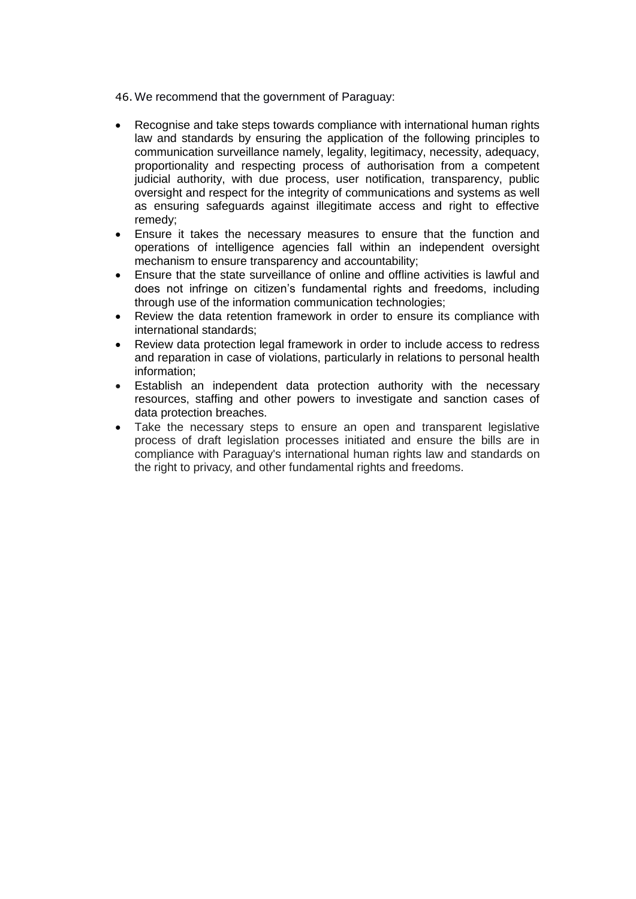46. We recommend that the government of Paraguay:

- Recognise and take steps towards compliance with international human rights law and standards by ensuring the application of the following principles to communication surveillance namely, legality, legitimacy, necessity, adequacy, proportionality and respecting process of authorisation from a competent judicial authority, with due process, user notification, transparency, public oversight and respect for the integrity of communications and systems as well as ensuring safeguards against illegitimate access and right to effective remedy;
- Ensure it takes the necessary measures to ensure that the function and operations of intelligence agencies fall within an independent oversight mechanism to ensure transparency and accountability;
- Ensure that the state surveillance of online and offline activities is lawful and does not infringe on citizen's fundamental rights and freedoms, including through use of the information communication technologies;
- Review the data retention framework in order to ensure its compliance with international standards;
- Review data protection legal framework in order to include access to redress and reparation in case of violations, particularly in relations to personal health information;
- Establish an independent data protection authority with the necessary resources, staffing and other powers to investigate and sanction cases of data protection breaches.
- Take the necessary steps to ensure an open and transparent legislative process of draft legislation processes initiated and ensure the bills are in compliance with Paraguay's international human rights law and standards on the right to privacy, and other fundamental rights and freedoms.